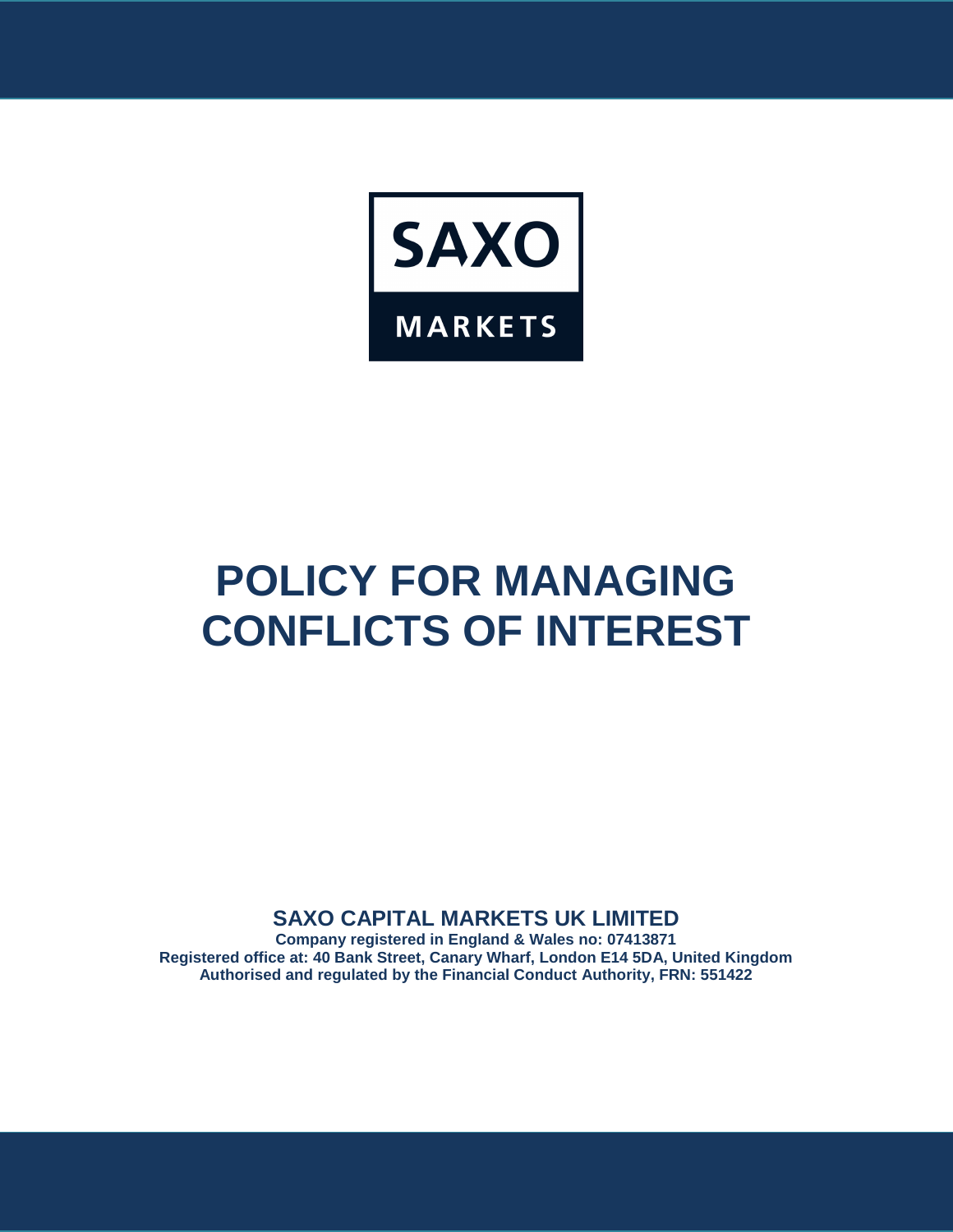SAXO

MARKETS

# POLICY FOR MANAGING CONFLICTS OF INTEREST

**SAXO CAPITAL MARKETS UK LIMITED**

**Company registered in England & Wales no: 07413871**
**Registered office at: 40 Bank Street, Canary Wharf, London E14 5DA, United Kingdom**
**Authorised and regulated by the Financial Conduct Authority, FRN: 551422**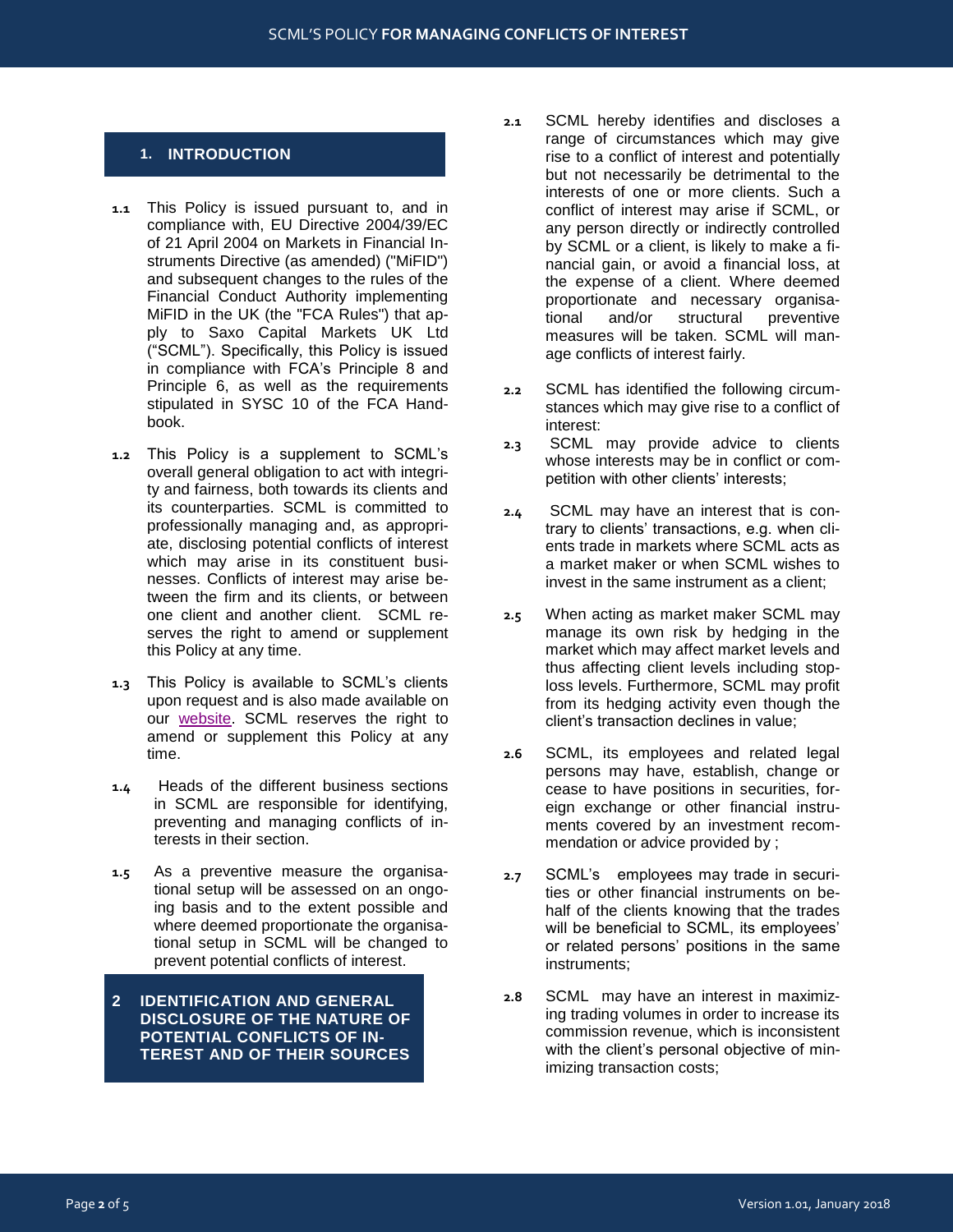## 1. INTRODUCTION

1.1 This Policy is issued pursuant to, and in compliance with, EU Directive 2004/39/EC of 21 April 2004 on Markets in Financial Instruments Directive (as amended) ("MiFID") and subsequent changes to the rules of the Financial Conduct Authority implementing MiFID in the UK (the "FCA Rules") that apply to Saxo Capital Markets UK Ltd ("SCML"). Specifically, this Policy is issued in compliance with FCA's Principle 8 and Principle 6, as well as the requirements stipulated in SYSC 10 of the FCA Handbook.

1.2 This Policy is a supplement to SCML's overall general obligation to act with integrity and fairness, both towards its clients and its counterparties. SCML is committed to professionally managing and, as appropriate, disclosing potential conflicts of interest which may arise in its constituent businesses. Conflicts of interest may arise between the firm and its clients, or between one client and another client. SCML reserves the right to amend or supplement this Policy at any time.

1.3 This Policy is available to SCML's clients upon request and is also made available on our [website](). SCML reserves the right to amend or supplement this Policy at any time.

1.4 Heads of the different business sections in SCML are responsible for identifying, preventing and managing conflicts of interests in their section.

1.5 As a preventive measure the organisational setup will be assessed on an ongoing basis and to the extent possible and where deemed proportionate the organisational setup in SCML will be changed to prevent potential conflicts of interest.

## 2 IDENTIFICATION AND GENERAL DISCLOSURE OF THE NATURE OF POTENTIAL CONFLICTS OF INTEREST AND OF THEIR SOURCES

2.1 SCML hereby identifies and discloses a range of circumstances which may give rise to a conflict of interest and potentially but not necessarily be detrimental to the interests of one or more clients. Such a conflict of interest may arise if SCML, or any person directly or indirectly controlled by SCML or a client, is likely to make a financial gain, or avoid a financial loss, at the expense of a client. Where deemed proportionate and necessary organisational and/or structural preventive measures will be taken. SCML will manage conflicts of interest fairly.

2.2 SCML has identified the following circumstances which may give rise to a conflict of interest:

2.3 SCML may provide advice to clients whose interests may be in conflict or competition with other clients' interests;

2.4 SCML may have an interest that is contrary to clients' transactions, e.g. when clients trade in markets where SCML acts as a market maker or when SCML wishes to invest in the same instrument as a client;

2.5 When acting as market maker SCML may manage its own risk by hedging in the market which may affect market levels and thus affecting client levels including stop-loss levels. Furthermore, SCML may profit from its hedging activity even though the client's transaction declines in value;

2.6 SCML, its employees and related legal persons may have, establish, change or cease to have positions in securities, foreign exchange or other financial instruments covered by an investment recommendation or advice provided by ;

2.7 SCML's employees may trade in securities or other financial instruments on behalf of the clients knowing that the trades will be beneficial to SCML, its employees' or related persons' positions in the same instruments;

2.8 SCML may have an interest in maximizing trading volumes in order to increase its commission revenue, which is inconsistent with the client's personal objective of minimizing transaction costs;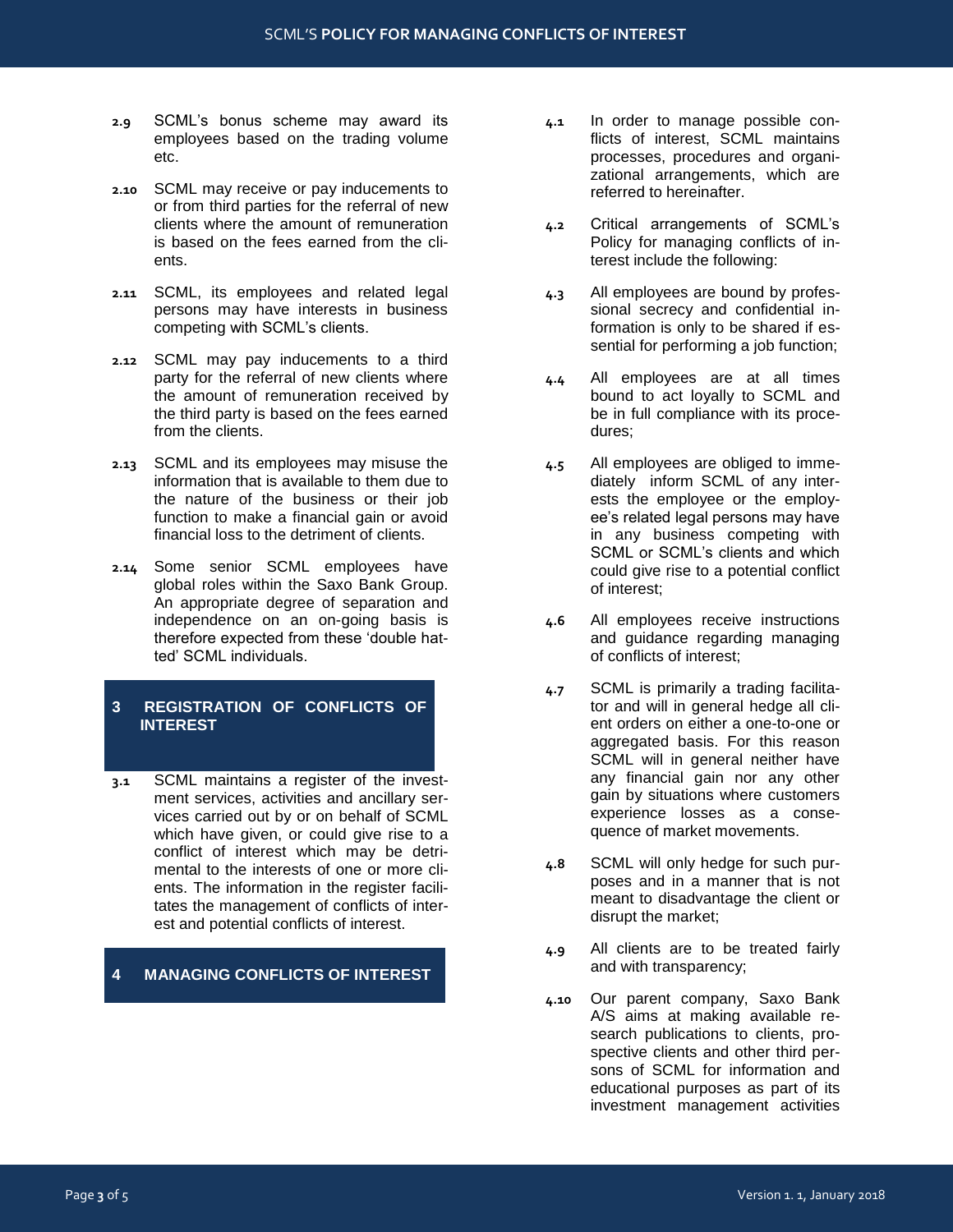**2.9** SCML's bonus scheme may award its employees based on the trading volume etc.

**2.10** SCML may receive or pay inducements to or from third parties for the referral of new clients where the amount of remuneration is based on the fees earned from the clients.

**2.11** SCML, its employees and related legal persons may have interests in business competing with SCML's clients.

**2.12** SCML may pay inducements to a third party for the referral of new clients where the amount of remuneration received by the third party is based on the fees earned from the clients.

**2.13** SCML and its employees may misuse the information that is available to them due to the nature of the business or their job function to make a financial gain or avoid financial loss to the detriment of clients.

**2.14** Some senior SCML employees have global roles within the Saxo Bank Group. An appropriate degree of separation and independence on an on-going basis is therefore expected from these 'double hatted' SCML individuals.

## 3 REGISTRATION OF CONFLICTS OF INTEREST

**3.1** SCML maintains a register of the investment services, activities and ancillary services carried out by or on behalf of SCML which have given, or could give rise to a conflict of interest which may be detrimental to the interests of one or more clients. The information in the register facilitates the management of conflicts of interest and potential conflicts of interest.

## 4 MANAGING CONFLICTS OF INTEREST

**4.1** In order to manage possible conflicts of interest, SCML maintains processes, procedures and organizational arrangements, which are referred to hereinafter.

**4.2** Critical arrangements of SCML's Policy for managing conflicts of interest include the following:

**4.3** All employees are bound by professional secrecy and confidential information is only to be shared if essential for performing a job function;

**4.4** All employees are at all times bound to act loyally to SCML and be in full compliance with its procedures;

**4.5** All employees are obliged to immediately inform SCML of any interests the employee or the employee's related legal persons may have in any business competing with SCML or SCML's clients and which could give rise to a potential conflict of interest;

**4.6** All employees receive instructions and guidance regarding managing of conflicts of interest;

**4.7** SCML is primarily a trading facilitator and will in general hedge all client orders on either a one-to-one or aggregated basis. For this reason SCML will in general neither have any financial gain nor any other gain by situations where customers experience losses as a consequence of market movements.

**4.8** SCML will only hedge for such purposes and in a manner that is not meant to disadvantage the client or disrupt the market;

**4.9** All clients are to be treated fairly and with transparency;

**4.10** Our parent company, Saxo Bank A/S aims at making available research publications to clients, prospective clients and other third persons of SCML for information and educational purposes as part of its investment management activities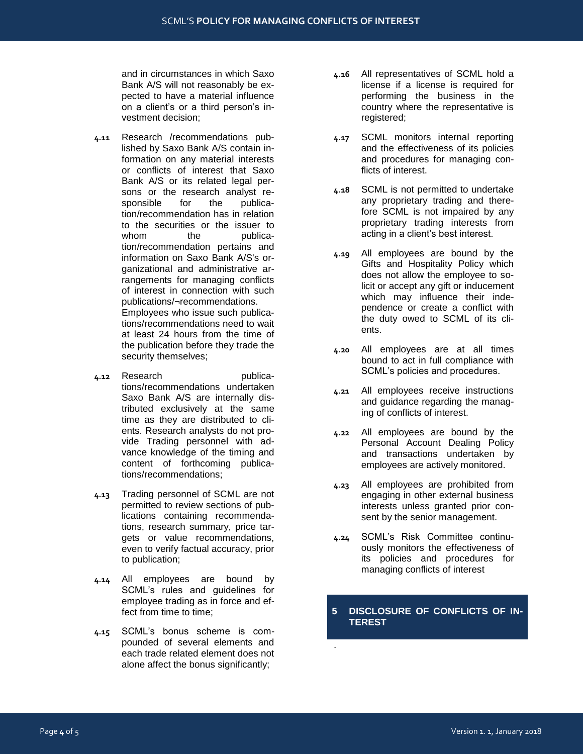and in circumstances in which Saxo Bank A/S will not reasonably be expected to have a material influence on a client's or a third person's investment decision;

**4.11** Research /recommendations published by Saxo Bank A/S contain information on any material interests or conflicts of interest that Saxo Bank A/S or its related legal persons or the research analyst responsible for the publication/recommendation has in relation to the securities or the issuer to whom the publication/recommendation pertains and information on Saxo Bank A/S's organizational and administrative arrangements for managing conflicts of interest in connection with such publications/¬recommendations. Employees who issue such publications/recommendations need to wait at least 24 hours from the time of the publication before they trade the security themselves;

**4.12** Research publications/recommendations undertaken Saxo Bank A/S are internally distributed exclusively at the same time as they are distributed to clients. Research analysts do not provide Trading personnel with advance knowledge of the timing and content of forthcoming publications/recommendations;

**4.13** Trading personnel of SCML are not permitted to review sections of publications containing recommendations, research summary, price targets or value recommendations, even to verify factual accuracy, prior to publication;

**4.14** All employees are bound by SCML's rules and guidelines for employee trading as in force and effect from time to time;

**4.15** SCML's bonus scheme is compounded of several elements and each trade related element does not alone affect the bonus significantly;

**4.16** All representatives of SCML hold a license if a license is required for performing the business in the country where the representative is registered;

**4.17** SCML monitors internal reporting and the effectiveness of its policies and procedures for managing conflicts of interest.

**4.18** SCML is not permitted to undertake any proprietary trading and therefore SCML is not impaired by any proprietary trading interests from acting in a client's best interest.

**4.19** All employees are bound by the Gifts and Hospitality Policy which does not allow the employee to solicit or accept any gift or inducement which may influence their independence or create a conflict with the duty owed to SCML of its clients.

**4.20** All employees are at all times bound to act in full compliance with SCML's policies and procedures.

**4.21** All employees receive instructions and guidance regarding the managing of conflicts of interest.

**4.22** All employees are bound by the Personal Account Dealing Policy and transactions undertaken by employees are actively monitored.

**4.23** All employees are prohibited from engaging in other external business interests unless granted prior consent by the senior management.

**4.24** SCML's Risk Committee continuously monitors the effectiveness of its policies and procedures for managing conflicts of interest

## 5 DISCLOSURE OF CONFLICTS OF INTEREST

.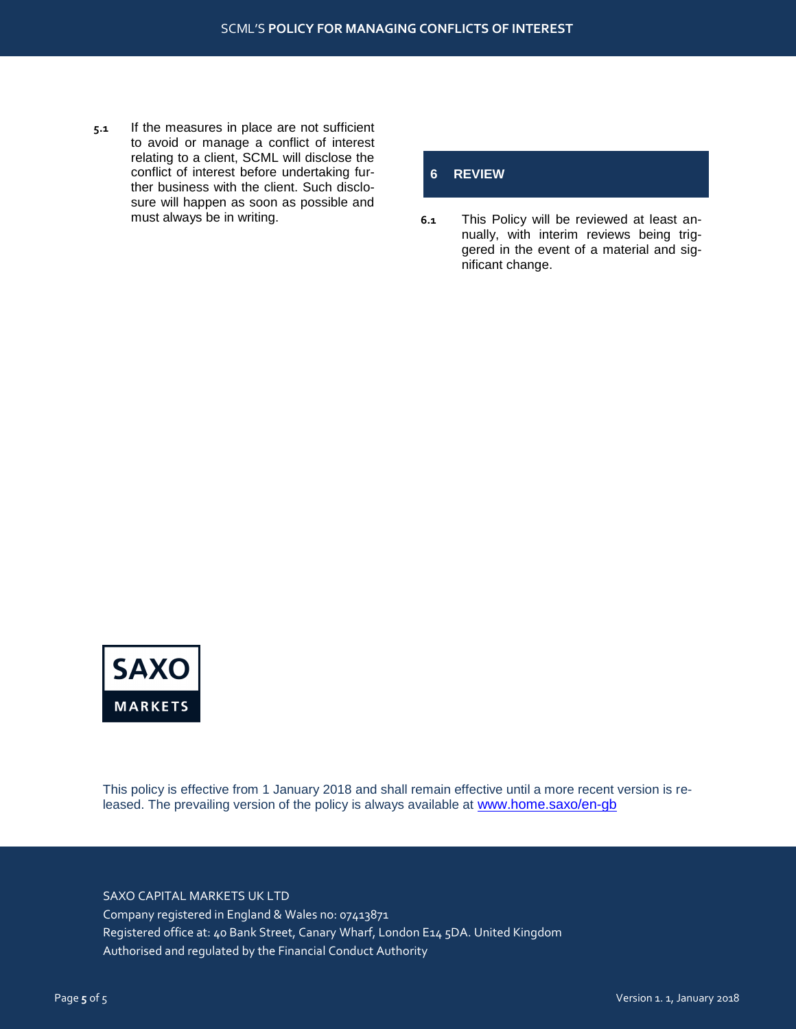**5.1** If the measures in place are not sufficient to avoid or manage a conflict of interest relating to a client, SCML will disclose the conflict of interest before undertaking further business with the client. Such disclosure will happen as soon as possible and must always be in writing.

## 6 REVIEW

**6.1** This Policy will be reviewed at least annually, with interim reviews being triggered in the event of a material and significant change.

SAXO MARKETS

This policy is effective from 1 January 2018 and shall remain effective until a more recent version is released. The prevailing version of the policy is always available at [www.home.saxo/en-gb](www.home.saxo/en-gb)

SAXO CAPITAL MARKETS UK LTD
Company registered in England & Wales no: 07413871
Registered office at: 40 Bank Street, Canary Wharf, London E14 5DA. United Kingdom
Authorised and regulated by the Financial Conduct Authority

Version 1. 1, January 2018